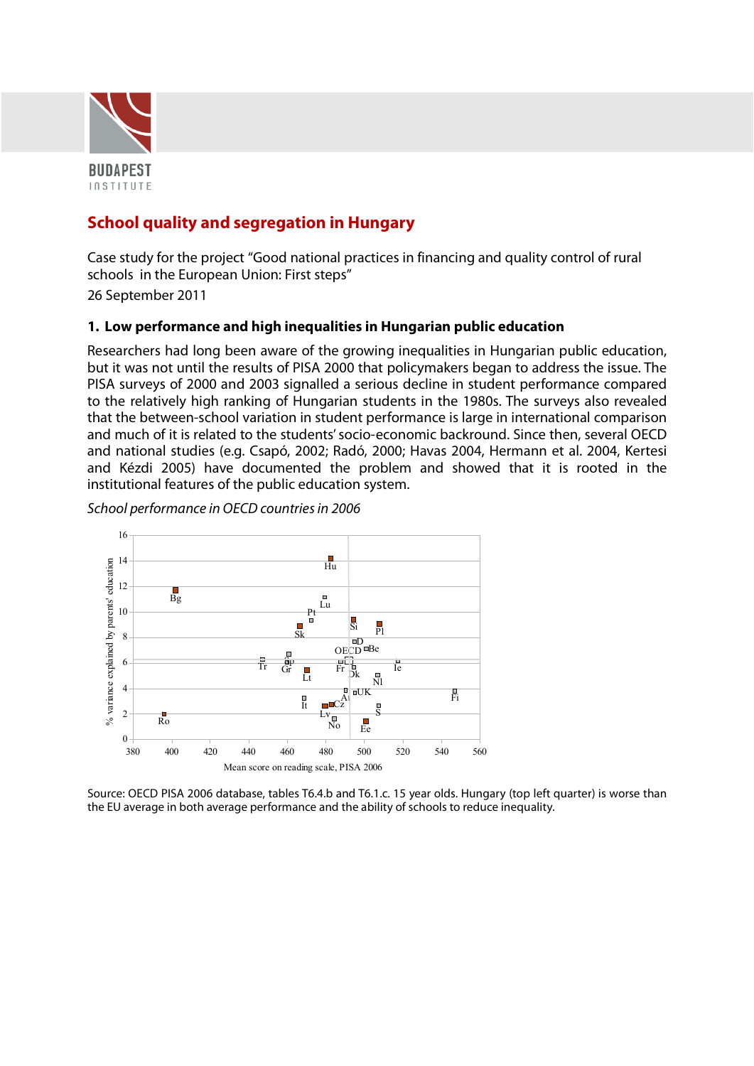BUDAPEST INSTITUTE

# School quality and segregation in Hungary

Case study for the project "Good national practices in financing and quality control of rural schools in the European Union: First steps"

26 September 2011

## 1. Low performance and high inequalities in Hungarian public education

Researchers had long been aware of the growing inequalities in Hungarian public education, but it was not until the results of PISA 2000 that policymakers began to address the issue. The PISA surveys of 2000 and 2003 signalled a serious decline in student performance compared to the relatively high ranking of Hungarian students in the 1980s. The surveys also revealed that the between-school variation in student performance is large in international comparison and much of it is related to the students' socio-economic backround. Since then, several OECD and national studies (e.g. Csapó, 2002; Radó, 2000; Havas 2004, Hermann et al. 2004, Kertesi and Kézdi 2005) have documented the problem and showed that it is rooted in the institutional features of the public education system.

*School performance in OECD countries in 2006*

% variance explained by parents' education

16
14
12
10
8
6
4
2
0

Hu
Bg
Lu
Pt
Sk
Si
Pl
D
OECD
Be
Tr
Sp
Gr
Lt
Fr
Dk
Ie
Nl
UK
Fi
It
At
Cz
Lv
S
Ro
No
Ee

380 400 420 440 460 480 500 520 540 560

Mean score on reading scale, PISA 2006

Source: OECD PISA 2006 database, tables T6.4.b and T6.1.c. 15 year olds. Hungary (top left quarter) is worse than the EU average in both average performance and the ability of schools to reduce inequality.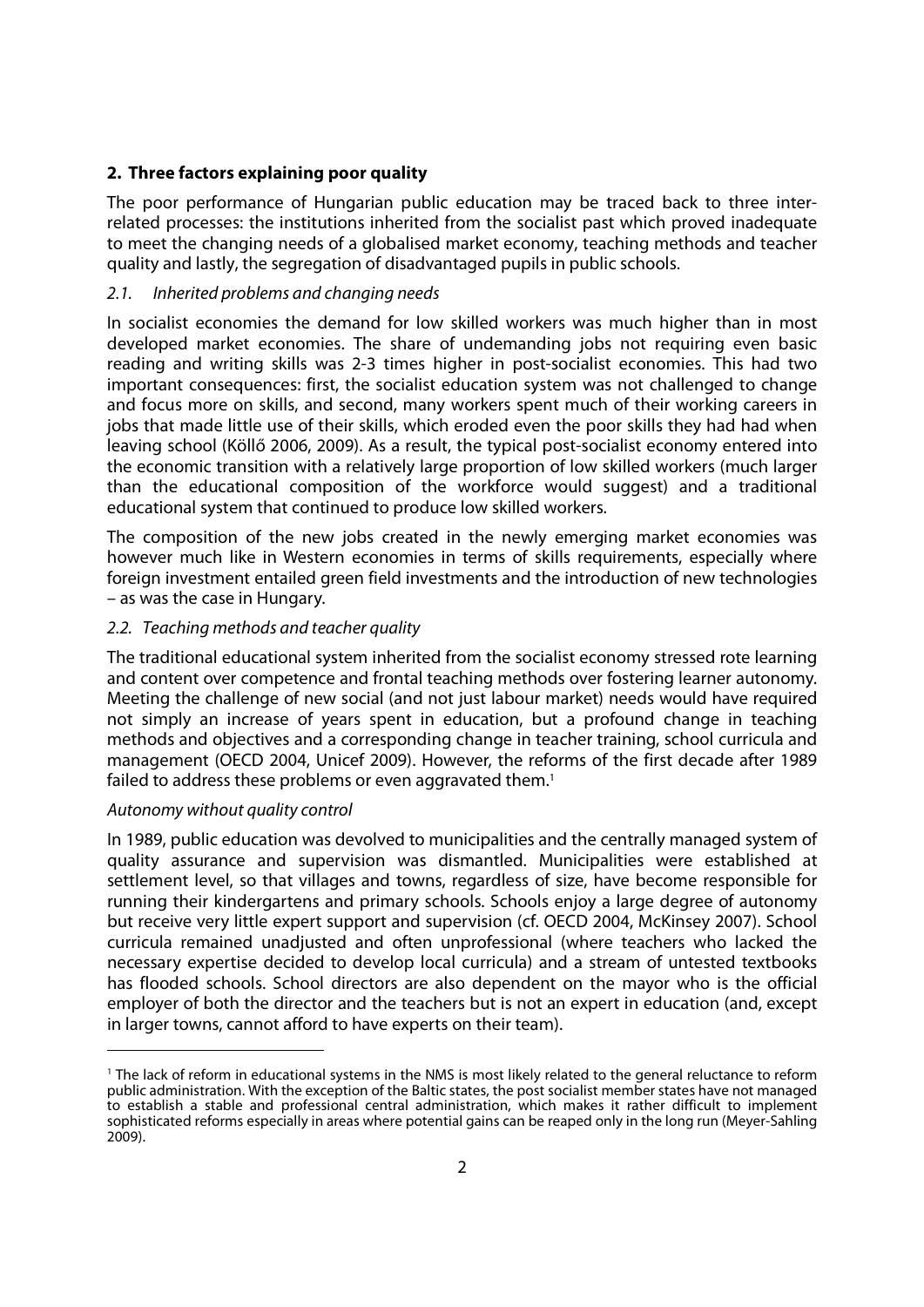## 2. Three factors explaining poor quality

The poor performance of Hungarian public education may be traced back to three inter-related processes: the institutions inherited from the socialist past which proved inadequate to meet the changing needs of a globalised market economy, teaching methods and teacher quality and lastly, the segregation of disadvantaged pupils in public schools.

### *2.1. Inherited problems and changing needs*

In socialist economies the demand for low skilled workers was much higher than in most developed market economies. The share of undemanding jobs not requiring even basic reading and writing skills was 2-3 times higher in post-socialist economies. This had two important consequences: first, the socialist education system was not challenged to change and focus more on skills, and second, many workers spent much of their working careers in jobs that made little use of their skills, which eroded even the poor skills they had had when leaving school (Köllő 2006, 2009). As a result, the typical post-socialist economy entered into the economic transition with a relatively large proportion of low skilled workers (much larger than the educational composition of the workforce would suggest) and a traditional educational system that continued to produce low skilled workers.

The composition of the new jobs created in the newly emerging market economies was however much like in Western economies in terms of skills requirements, especially where foreign investment entailed green field investments and the introduction of new technologies – as was the case in Hungary.

### *2.2. Teaching methods and teacher quality*

The traditional educational system inherited from the socialist economy stressed rote learning and content over competence and frontal teaching methods over fostering learner autonomy. Meeting the challenge of new social (and not just labour market) needs would have required not simply an increase of years spent in education, but a profound change in teaching methods and objectives and a corresponding change in teacher training, school curricula and management (OECD 2004, Unicef 2009). However, the reforms of the first decade after 1989 failed to address these problems or even aggravated them.[1]

*Autonomy without quality control*

In 1989, public education was devolved to municipalities and the centrally managed system of quality assurance and supervision was dismantled. Municipalities were established at settlement level, so that villages and towns, regardless of size, have become responsible for running their kindergartens and primary schools. Schools enjoy a large degree of autonomy but receive very little expert support and supervision (cf. OECD 2004, McKinsey 2007). School curricula remained unadjusted and often unprofessional (where teachers who lacked the necessary expertise decided to develop local curricula) and a stream of untested textbooks has flooded schools. School directors are also dependent on the mayor who is the official employer of both the director and the teachers but is not an expert in education (and, except in larger towns, cannot afford to have experts on their team).

---

[1] The lack of reform in educational systems in the NMS is most likely related to the general reluctance to reform public administration. With the exception of the Baltic states, the post socialist member states have not managed to establish a stable and professional central administration, which makes it rather difficult to implement sophisticated reforms especially in areas where potential gains can be reaped only in the long run (Meyer-Sahling 2009).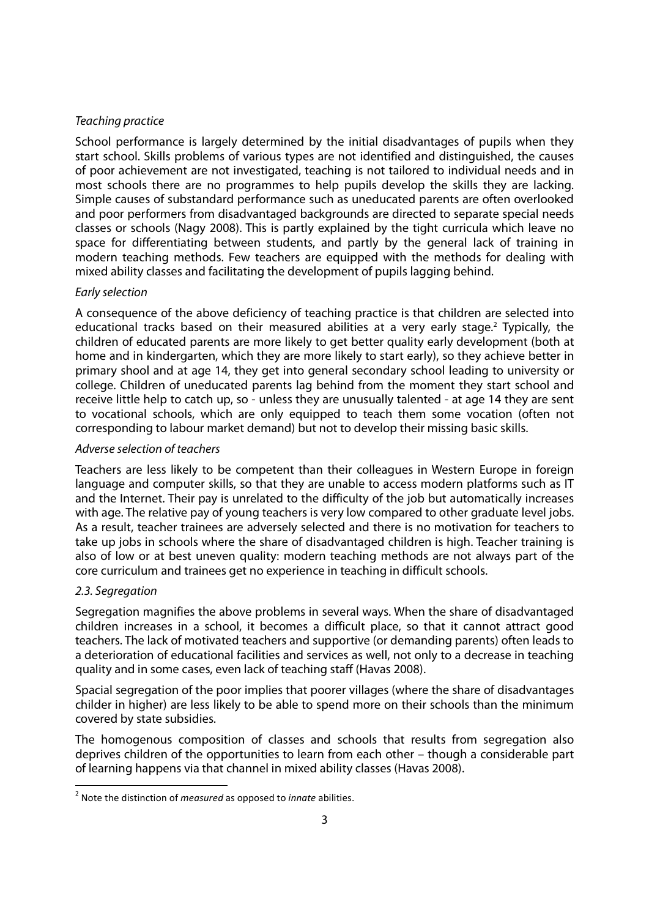*Teaching practice*

School performance is largely determined by the initial disadvantages of pupils when they start school. Skills problems of various types are not identified and distinguished, the causes of poor achievement are not investigated, teaching is not tailored to individual needs and in most schools there are no programmes to help pupils develop the skills they are lacking. Simple causes of substandard performance such as uneducated parents are often overlooked and poor performers from disadvantaged backgrounds are directed to separate special needs classes or schools (Nagy 2008). This is partly explained by the tight curricula which leave no space for differentiating between students, and partly by the general lack of training in modern teaching methods. Few teachers are equipped with the methods for dealing with mixed ability classes and facilitating the development of pupils lagging behind.

*Early selection*

A consequence of the above deficiency of teaching practice is that children are selected into educational tracks based on their measured abilities at a very early stage.[2] Typically, the children of educated parents are more likely to get better quality early development (both at home and in kindergarten, which they are more likely to start early), so they achieve better in primary shool and at age 14, they get into general secondary school leading to university or college. Children of uneducated parents lag behind from the moment they start school and receive little help to catch up, so - unless they are unusually talented - at age 14 they are sent to vocational schools, which are only equipped to teach them some vocation (often not corresponding to labour market demand) but not to develop their missing basic skills.

*Adverse selection of teachers*

Teachers are less likely to be competent than their colleagues in Western Europe in foreign language and computer skills, so that they are unable to access modern platforms such as IT and the Internet. Their pay is unrelated to the difficulty of the job but automatically increases with age. The relative pay of young teachers is very low compared to other graduate level jobs. As a result, teacher trainees are adversely selected and there is no motivation for teachers to take up jobs in schools where the share of disadvantaged children is high. Teacher training is also of low or at best uneven quality: modern teaching methods are not always part of the core curriculum and trainees get no experience in teaching in difficult schools.

*2.3. Segregation*

Segregation magnifies the above problems in several ways. When the share of disadvantaged children increases in a school, it becomes a difficult place, so that it cannot attract good teachers. The lack of motivated teachers and supportive (or demanding parents) often leads to a deterioration of educational facilities and services as well, not only to a decrease in teaching quality and in some cases, even lack of teaching staff (Havas 2008).

Spacial segregation of the poor implies that poorer villages (where the share of disadvantages childer in higher) are less likely to be able to spend more on their schools than the minimum covered by state subsidies.

The homogenous composition of classes and schools that results from segregation also deprives children of the opportunities to learn from each other – though a considerable part of learning happens via that channel in mixed ability classes (Havas 2008).

[2] Note the distinction of *measured* as opposed to *innate* abilities.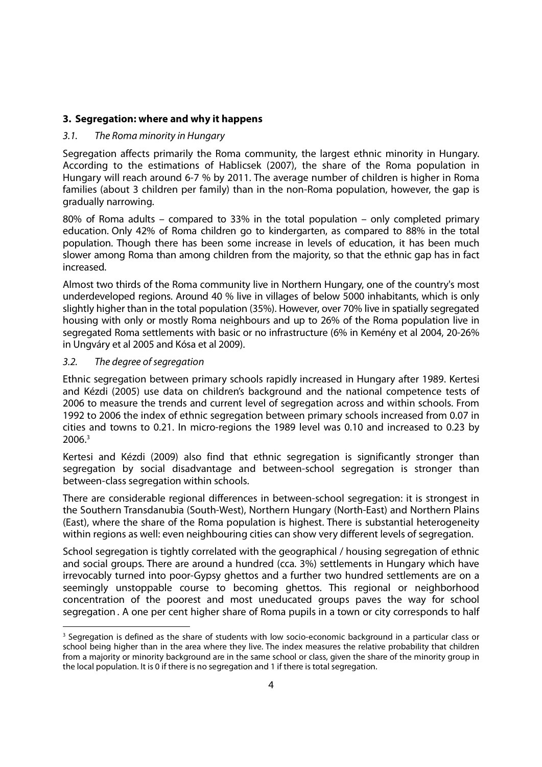## 3. Segregation: where and why it happens

### *3.1. The Roma minority in Hungary*

Segregation affects primarily the Roma community, the largest ethnic minority in Hungary. According to the estimations of Hablicsek (2007), the share of the Roma population in Hungary will reach around 6-7 % by 2011. The average number of children is higher in Roma families (about 3 children per family) than in the non-Roma population, however, the gap is gradually narrowing.

80% of Roma adults – compared to 33% in the total population – only completed primary education. Only 42% of Roma children go to kindergarten, as compared to 88% in the total population. Though there has been some increase in levels of education, it has been much slower among Roma than among children from the majority, so that the ethnic gap has in fact increased.

Almost two thirds of the Roma community live in Northern Hungary, one of the country's most underdeveloped regions. Around 40 % live in villages of below 5000 inhabitants, which is only slightly higher than in the total population (35%). However, over 70% live in spatially segregated housing with only or mostly Roma neighbours and up to 26% of the Roma population live in segregated Roma settlements with basic or no infrastructure (6% in Kemény et al 2004, 20-26% in Ungváry et al 2005 and Kósa et al 2009).

### *3.2. The degree of segregation*

Ethnic segregation between primary schools rapidly increased in Hungary after 1989. Kertesi and Kézdi (2005) use data on children's background and the national competence tests of 2006 to measure the trends and current level of segregation across and within schools. From 1992 to 2006 the index of ethnic segregation between primary schools increased from 0.07 in cities and towns to 0.21. In micro-regions the 1989 level was 0.10 and increased to 0.23 by 2006.[3]

Kertesi and Kézdi (2009) also find that ethnic segregation is significantly stronger than segregation by social disadvantage and between-school segregation is stronger than between-class segregation within schools.

There are considerable regional differences in between-school segregation: it is strongest in the Southern Transdanubia (South-West), Northern Hungary (North-East) and Northern Plains (East), where the share of the Roma population is highest. There is substantial heterogeneity within regions as well: even neighbouring cities can show very different levels of segregation.

School segregation is tightly correlated with the geographical / housing segregation of ethnic and social groups. There are around a hundred (cca. 3%) settlements in Hungary which have irrevocably turned into poor-Gypsy ghettos and a further two hundred settlements are on a seemingly unstoppable course to becoming ghettos. This regional or neighborhood concentration of the poorest and most uneducated groups paves the way for school segregation . A one per cent higher share of Roma pupils in a town or city corresponds to half

---

[3] Segregation is defined as the share of students with low socio-economic background in a particular class or school being higher than in the area where they live. The index measures the relative probability that children from a majority or minority background are in the same school or class, given the share of the minority group in the local population. It is 0 if there is no segregation and 1 if there is total segregation.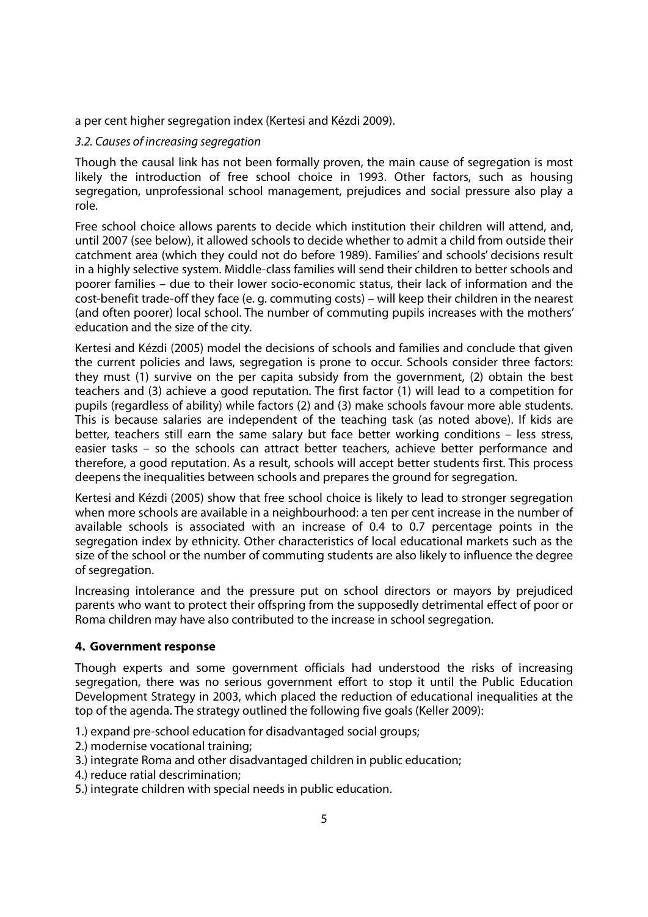a per cent higher segregation index (Kertesi and Kézdi 2009).

### *3.2. Causes of increasing segregation*

Though the causal link has not been formally proven, the main cause of segregation is most likely the introduction of free school choice in 1993. Other factors, such as housing segregation, unprofessional school management, prejudices and social pressure also play a role.

Free school choice allows parents to decide which institution their children will attend, and, until 2007 (see below), it allowed schools to decide whether to admit a child from outside their catchment area (which they could not do before 1989). Families' and schools' decisions result in a highly selective system. Middle-class families will send their children to better schools and poorer families – due to their lower socio-economic status, their lack of information and the cost-benefit trade-off they face (e. g. commuting costs) – will keep their children in the nearest (and often poorer) local school. The number of commuting pupils increases with the mothers' education and the size of the city.

Kertesi and Kézdi (2005) model the decisions of schools and families and conclude that given the current policies and laws, segregation is prone to occur. Schools consider three factors: they must (1) survive on the per capita subsidy from the government, (2) obtain the best teachers and (3) achieve a good reputation. The first factor (1) will lead to a competition for pupils (regardless of ability) while factors (2) and (3) make schools favour more able students. This is because salaries are independent of the teaching task (as noted above). If kids are better, teachers still earn the same salary but face better working conditions – less stress, easier tasks – so the schools can attract better teachers, achieve better performance and therefore, a good reputation. As a result, schools will accept better students first. This process deepens the inequalities between schools and prepares the ground for segregation.

Kertesi and Kézdi (2005) show that free school choice is likely to lead to stronger segregation when more schools are available in a neighbourhood: a ten per cent increase in the number of available schools is associated with an increase of 0.4 to 0.7 percentage points in the segregation index by ethnicity. Other characteristics of local educational markets such as the size of the school or the number of commuting students are also likely to influence the degree of segregation.

Increasing intolerance and the pressure put on school directors or mayors by prejudiced parents who want to protect their offspring from the supposedly detrimental effect of poor or Roma children may have also contributed to the increase in school segregation.

## 4. Government response

Though experts and some government officials had understood the risks of increasing segregation, there was no serious government effort to stop it until the Public Education Development Strategy in 2003, which placed the reduction of educational inequalities at the top of the agenda. The strategy outlined the following five goals (Keller 2009):

1.) expand pre-school education for disadvantaged social groups;
2.) modernise vocational training;
3.) integrate Roma and other disadvantaged children in public education;
4.) reduce ratial descrimination;
5.) integrate children with special needs in public education.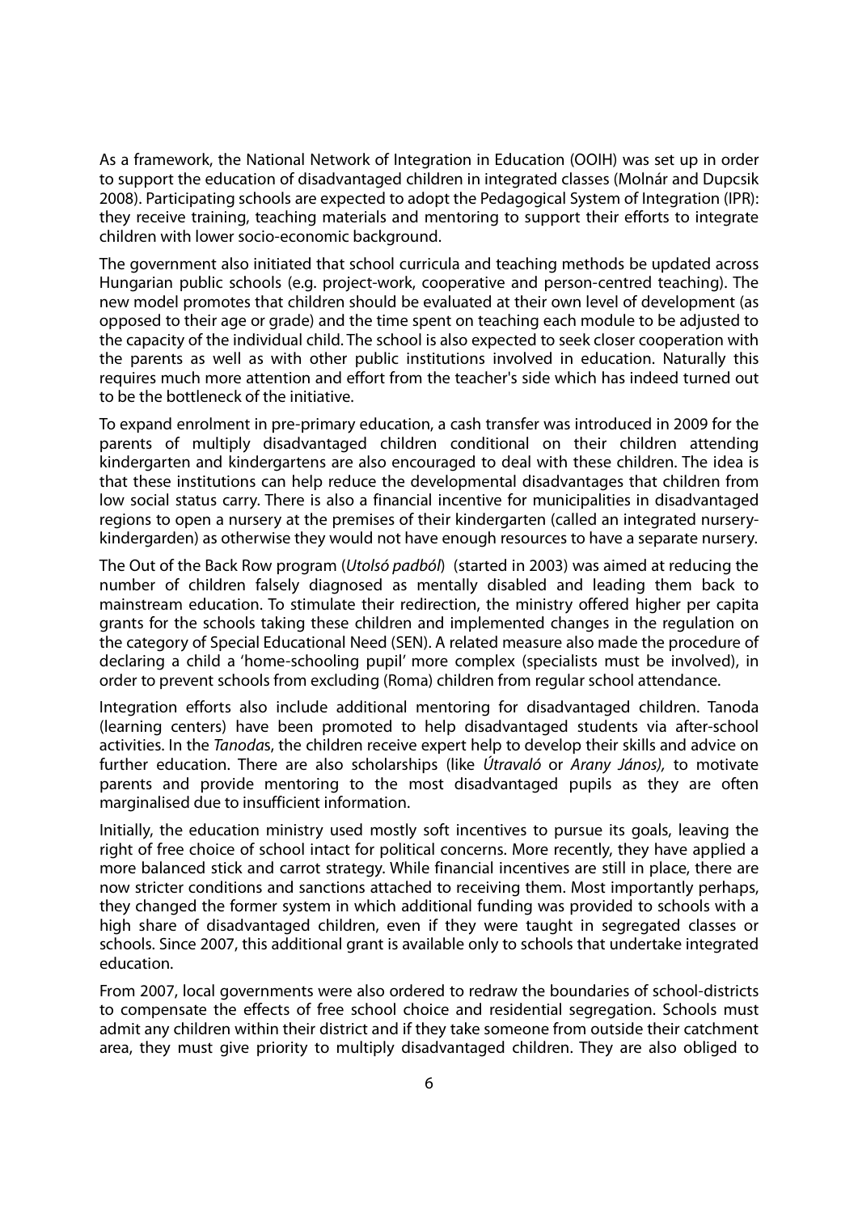As a framework, the National Network of Integration in Education (OOIH) was set up in order to support the education of disadvantaged children in integrated classes (Molnár and Dupcsik 2008). Participating schools are expected to adopt the Pedagogical System of Integration (IPR): they receive training, teaching materials and mentoring to support their efforts to integrate children with lower socio-economic background.

The government also initiated that school curricula and teaching methods be updated across Hungarian public schools (e.g. project-work, cooperative and person-centred teaching). The new model promotes that children should be evaluated at their own level of development (as opposed to their age or grade) and the time spent on teaching each module to be adjusted to the capacity of the individual child. The school is also expected to seek closer cooperation with the parents as well as with other public institutions involved in education. Naturally this requires much more attention and effort from the teacher's side which has indeed turned out to be the bottleneck of the initiative.

To expand enrolment in pre-primary education, a cash transfer was introduced in 2009 for the parents of multiply disadvantaged children conditional on their children attending kindergarten and kindergartens are also encouraged to deal with these children. The idea is that these institutions can help reduce the developmental disadvantages that children from low social status carry. There is also a financial incentive for municipalities in disadvantaged regions to open a nursery at the premises of their kindergarten (called an integrated nursery-kindergarden) as otherwise they would not have enough resources to have a separate nursery.

The Out of the Back Row program (*Utolsó padból*) (started in 2003) was aimed at reducing the number of children falsely diagnosed as mentally disabled and leading them back to mainstream education. To stimulate their redirection, the ministry offered higher per capita grants for the schools taking these children and implemented changes in the regulation on the category of Special Educational Need (SEN). A related measure also made the procedure of declaring a child a 'home-schooling pupil' more complex (specialists must be involved), in order to prevent schools from excluding (Roma) children from regular school attendance.

Integration efforts also include additional mentoring for disadvantaged children. Tanoda (learning centers) have been promoted to help disadvantaged students via after-school activities. In the *Tanoda*s, the children receive expert help to develop their skills and advice on further education. There are also scholarships (like *Útravaló* or *Arany János),* to motivate parents and provide mentoring to the most disadvantaged pupils as they are often marginalised due to insufficient information.

Initially, the education ministry used mostly soft incentives to pursue its goals, leaving the right of free choice of school intact for political concerns. More recently, they have applied a more balanced stick and carrot strategy. While financial incentives are still in place, there are now stricter conditions and sanctions attached to receiving them. Most importantly perhaps, they changed the former system in which additional funding was provided to schools with a high share of disadvantaged children, even if they were taught in segregated classes or schools. Since 2007, this additional grant is available only to schools that undertake integrated education.

From 2007, local governments were also ordered to redraw the boundaries of school-districts to compensate the effects of free school choice and residential segregation. Schools must admit any children within their district and if they take someone from outside their catchment area, they must give priority to multiply disadvantaged children. They are also obliged to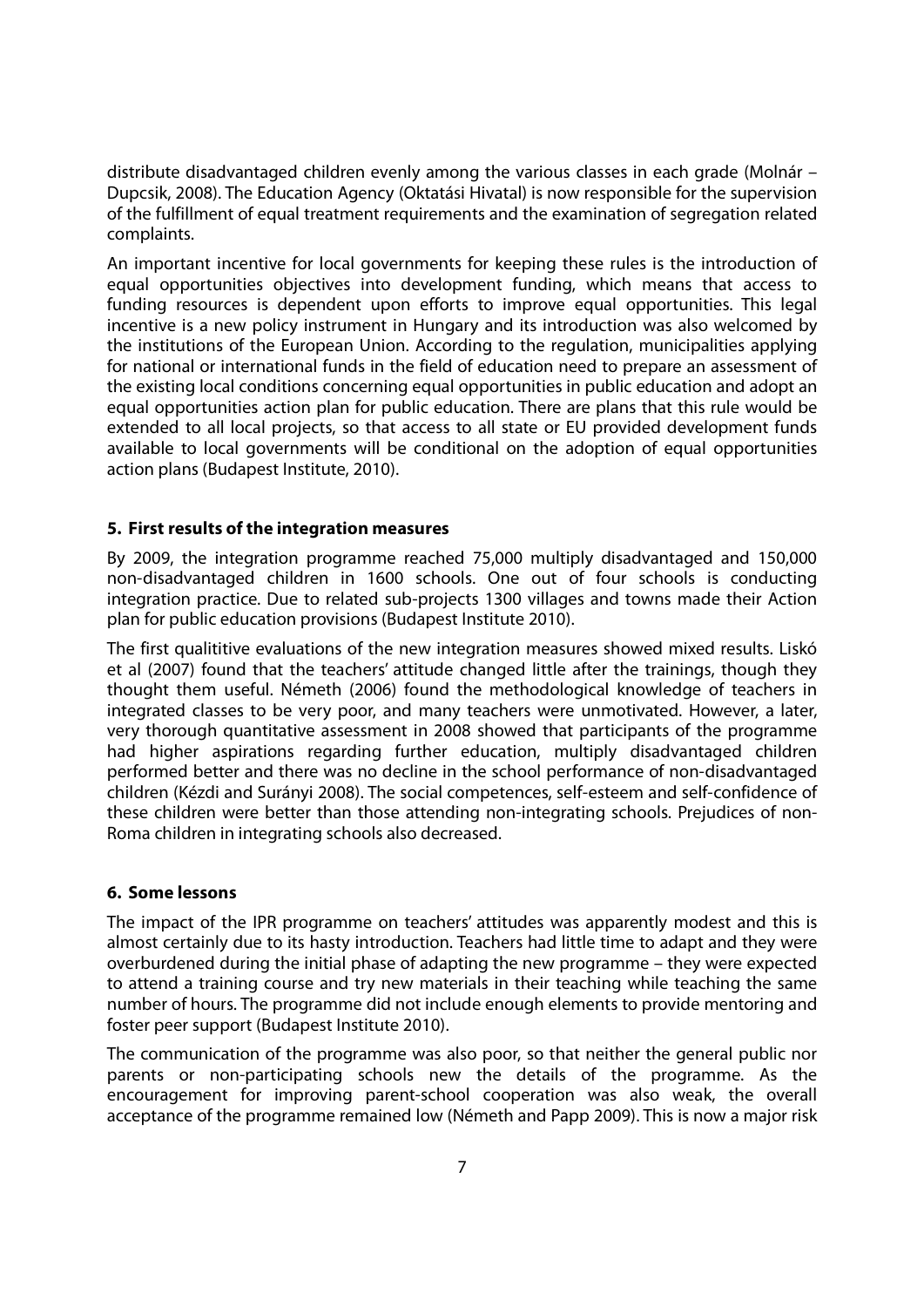distribute disadvantaged children evenly among the various classes in each grade (Molnár – Dupcsik, 2008). The Education Agency (Oktatási Hivatal) is now responsible for the supervision of the fulfillment of equal treatment requirements and the examination of segregation related complaints.

An important incentive for local governments for keeping these rules is the introduction of equal opportunities objectives into development funding, which means that access to funding resources is dependent upon efforts to improve equal opportunities. This legal incentive is a new policy instrument in Hungary and its introduction was also welcomed by the institutions of the European Union. According to the regulation, municipalities applying for national or international funds in the field of education need to prepare an assessment of the existing local conditions concerning equal opportunities in public education and adopt an equal opportunities action plan for public education. There are plans that this rule would be extended to all local projects, so that access to all state or EU provided development funds available to local governments will be conditional on the adoption of equal opportunities action plans (Budapest Institute, 2010).

## 5. First results of the integration measures

By 2009, the integration programme reached 75,000 multiply disadvantaged and 150,000 non-disadvantaged children in 1600 schools. One out of four schools is conducting integration practice. Due to related sub-projects 1300 villages and towns made their Action plan for public education provisions (Budapest Institute 2010).

The first qualititive evaluations of the new integration measures showed mixed results. Liskó et al (2007) found that the teachers' attitude changed little after the trainings, though they thought them useful. Németh (2006) found the methodological knowledge of teachers in integrated classes to be very poor, and many teachers were unmotivated. However, a later, very thorough quantitative assessment in 2008 showed that participants of the programme had higher aspirations regarding further education, multiply disadvantaged children performed better and there was no decline in the school performance of non-disadvantaged children (Kézdi and Surányi 2008). The social competences, self-esteem and self-confidence of these children were better than those attending non-integrating schools. Prejudices of non-Roma children in integrating schools also decreased.

## 6. Some lessons

The impact of the IPR programme on teachers' attitudes was apparently modest and this is almost certainly due to its hasty introduction. Teachers had little time to adapt and they were overburdened during the initial phase of adapting the new programme – they were expected to attend a training course and try new materials in their teaching while teaching the same number of hours. The programme did not include enough elements to provide mentoring and foster peer support (Budapest Institute 2010).

The communication of the programme was also poor, so that neither the general public nor parents or non-participating schools new the details of the programme. As the encouragement for improving parent-school cooperation was also weak, the overall acceptance of the programme remained low (Németh and Papp 2009). This is now a major risk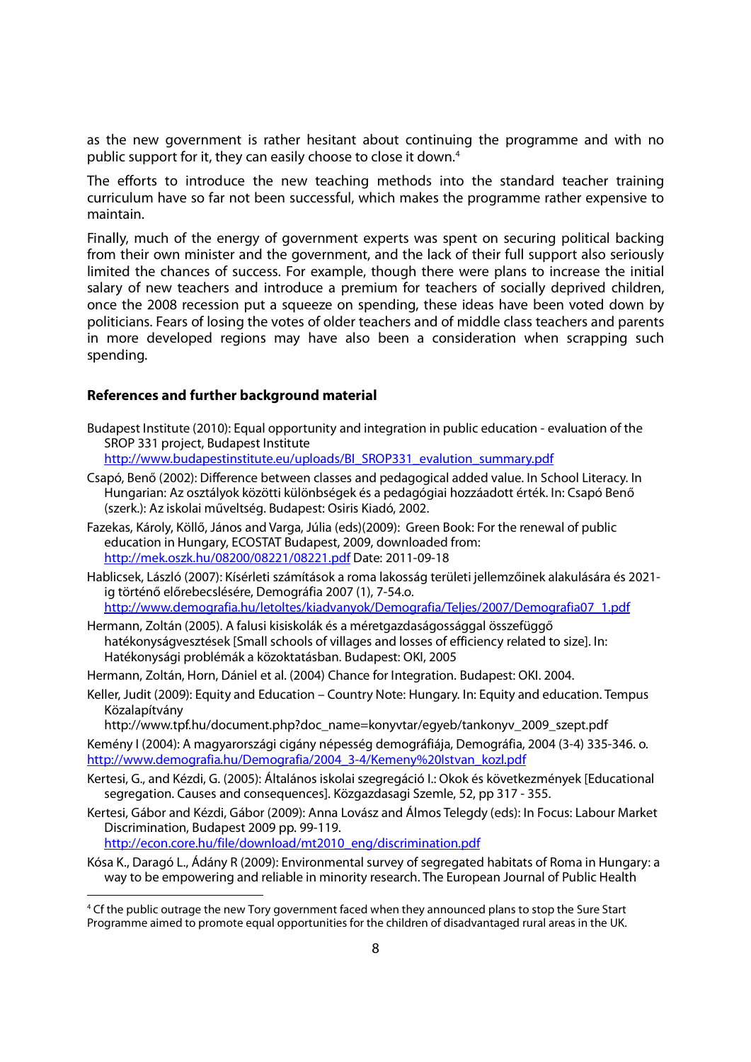as the new government is rather hesitant about continuing the programme and with no public support for it, they can easily choose to close it down.[4]

The efforts to introduce the new teaching methods into the standard teacher training curriculum have so far not been successful, which makes the programme rather expensive to maintain.

Finally, much of the energy of government experts was spent on securing political backing from their own minister and the government, and the lack of their full support also seriously limited the chances of success. For example, though there were plans to increase the initial salary of new teachers and introduce a premium for teachers of socially deprived children, once the 2008 recession put a squeeze on spending, these ideas have been voted down by politicians. Fears of losing the votes of older teachers and of middle class teachers and parents in more developed regions may have also been a consideration when scrapping such spending.

**References and further background material**

Budapest Institute (2010): Equal opportunity and integration in public education - evaluation of the SROP 331 project, Budapest Institute http://www.budapestinstitute.eu/uploads/BI_SROP331_evalution_summary.pdf

Csapó, Benő (2002): Difference between classes and pedagogical added value. In School Literacy. In Hungarian: Az osztályok közötti különbségek és a pedagógiai hozzáadott érték. In: Csapó Benő (szerk.): Az iskolai műveltség. Budapest: Osiris Kiadó, 2002.

Fazekas, Károly, Köllő, János and Varga, Júlia (eds)(2009): Green Book: For the renewal of public education in Hungary, ECOSTAT Budapest, 2009, downloaded from: http://mek.oszk.hu/08200/08221/08221.pdf Date: 2011-09-18

Hablicsek, László (2007): Kísérleti számítások a roma lakosság területi jellemzőinek alakulására és 2021-ig történő előrebecslésére, Demográfia 2007 (1), 7-54.o. http://www.demografia.hu/letoltes/kiadvanyok/Demografia/Teljes/2007/Demografia07_1.pdf

Hermann, Zoltán (2005). A falusi kisiskolák és a méretgazdaságossággal összefüggő hatékonyságvesztések [Small schools of villages and losses of efficiency related to size]. In: Hatékonysági problémák a közoktatásban. Budapest: OKI, 2005

Hermann, Zoltán, Horn, Dániel et al. (2004) Chance for Integration. Budapest: OKI. 2004.

Keller, Judit (2009): Equity and Education – Country Note: Hungary. In: Equity and education. Tempus Közalapítvány http://www.tpf.hu/document.php?doc_name=konyvtar/egyeb/tankonyv_2009_szept.pdf

Kemény I (2004): A magyarországi cigány népesség demográfiája, Demográfia, 2004 (3-4) 335-346. o. http://www.demografia.hu/Demografia/2004_3-4/Kemeny%20Istvan_kozl.pdf

Kertesi, G., and Kézdi, G. (2005): Általános iskolai szegregáció I.: Okok és következmények [Educational segregation. Causes and consequences]. Közgazdasagi Szemle, 52, pp 317 - 355.

Kertesi, Gábor and Kézdi, Gábor (2009): Anna Lovász and Álmos Telegdy (eds): In Focus: Labour Market Discrimination, Budapest 2009 pp. 99-119. http://econ.core.hu/file/download/mt2010_eng/discrimination.pdf

Kósa K., Daragó L., Ádány R (2009): Environmental survey of segregated habitats of Roma in Hungary: a way to be empowering and reliable in minority research. The European Journal of Public Health

[4] Cf the public outrage the new Tory government faced when they announced plans to stop the Sure Start Programme aimed to promote equal opportunities for the children of disadvantaged rural areas in the UK.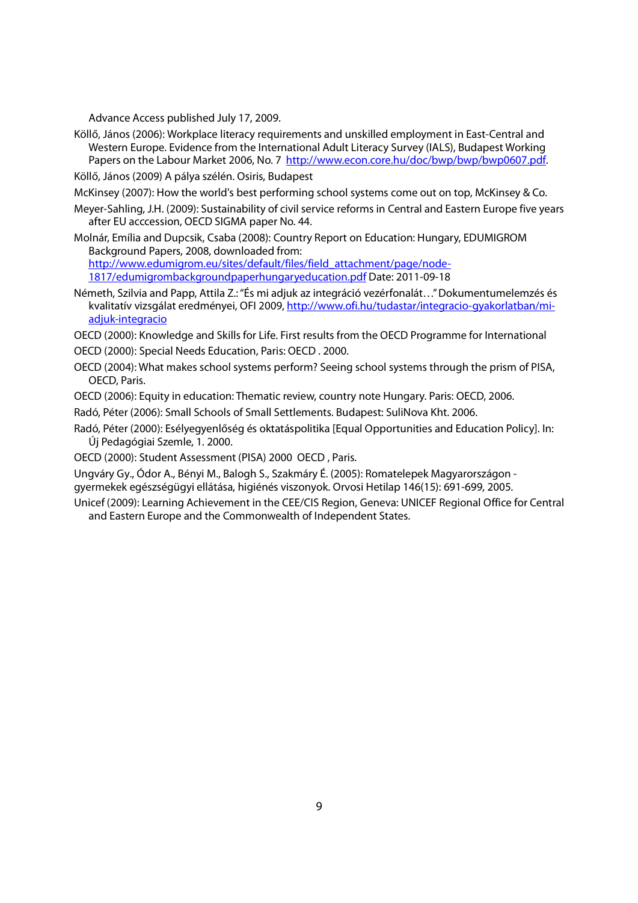Advance Access published July 17, 2009.

Köllő, János (2006): Workplace literacy requirements and unskilled employment in East-Central and Western Europe. Evidence from the International Adult Literacy Survey (IALS), Budapest Working Papers on the Labour Market 2006, No. 7 [http://www.econ.core.hu/doc/bwp/bwp/bwp0607.pdf](http://www.econ.core.hu/doc/bwp/bwp/bwp0607.pdf).

Köllő, János (2009) A pálya szélén. Osiris, Budapest

McKinsey (2007): How the world's best performing school systems come out on top, McKinsey & Co.

Meyer-Sahling, J.H. (2009): Sustainability of civil service reforms in Central and Eastern Europe five years after EU acccession, OECD SIGMA paper No. 44.

Molnár, Emília and Dupcsik, Csaba (2008): Country Report on Education: Hungary, EDUMIGROM Background Papers, 2008, downloaded from: [http://www.edumigrom.eu/sites/default/files/field_attachment/page/node-1817/edumigrombackgroundpaperhungaryeducation.pdf](http://www.edumigrom.eu/sites/default/files/field_attachment/page/node-1817/edumigrombackgroundpaperhungaryeducation.pdf) Date: 2011-09-18

Németh, Szilvia and Papp, Attila Z.: "És mi adjuk az integráció vezérfonalát…" Dokumentumelemzés és kvalitatív vizsgálat eredményei, OFI 2009, [http://www.ofi.hu/tudastar/integracio-gyakorlatban/mi-adjuk-integracio](http://www.ofi.hu/tudastar/integracio-gyakorlatban/mi-adjuk-integracio)

OECD (2000): Knowledge and Skills for Life. First results from the OECD Programme for International

OECD (2000): Special Needs Education, Paris: OECD . 2000.

OECD (2004): What makes school systems perform? Seeing school systems through the prism of PISA, OECD, Paris.

OECD (2006): Equity in education: Thematic review, country note Hungary. Paris: OECD, 2006.

Radó, Péter (2006): Small Schools of Small Settlements. Budapest: SuliNova Kht. 2006.

Radó, Péter (2000): Esélyegyenlőség és oktatáspolitika [Equal Opportunities and Education Policy]. In: Új Pedagógiai Szemle, 1. 2000.

OECD (2000): Student Assessment (PISA) 2000 OECD , Paris.

Ungváry Gy., Ódor A., Bényi M., Balogh S., Szakmáry É. (2005): Romatelepek Magyarországon - gyermekek egészségügyi ellátása, higiénés viszonyok. Orvosi Hetilap 146(15): 691-699, 2005.

Unicef (2009): Learning Achievement in the CEE/CIS Region, Geneva: UNICEF Regional Office for Central and Eastern Europe and the Commonwealth of Independent States.